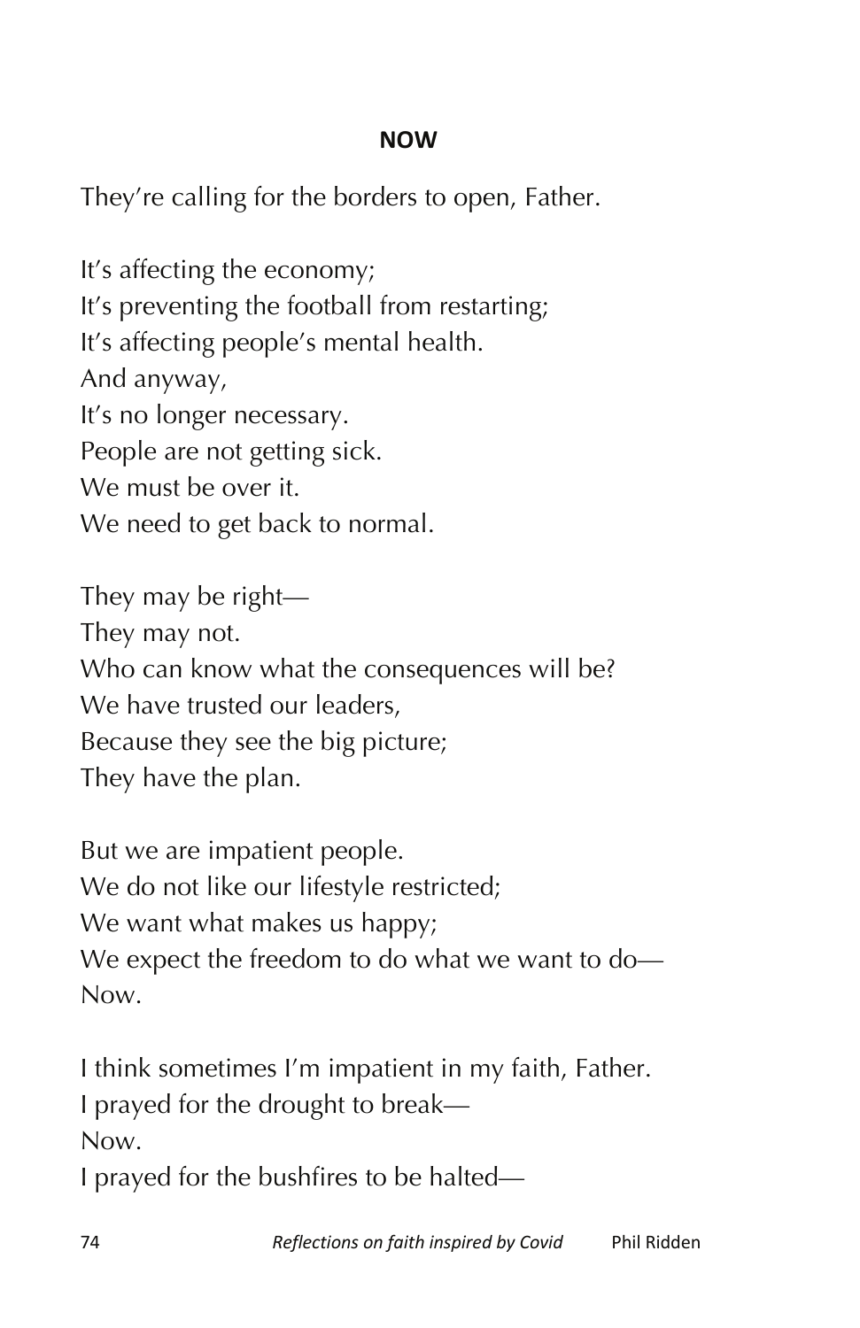## NOW

They're calling for the borders to open, Father.

It's affecting the economy;  
It's preventing the football from restarting;  
It's affecting people's mental health.  
And anyway,  
It's no longer necessary.  
People are not getting sick.  
We must be over it.  
We need to get back to normal.

They may be right—  
They may not.  
Who can know what the consequences will be?  
We have trusted our leaders,  
Because they see the big picture;  
They have the plan.

But we are impatient people.  
We do not like our lifestyle restricted;  
We want what makes us happy;  
We expect the freedom to do what we want to do—  
Now.

I think sometimes I'm impatient in my faith, Father.  
I prayed for the drought to break—  
Now.  
I prayed for the bushfires to be halted—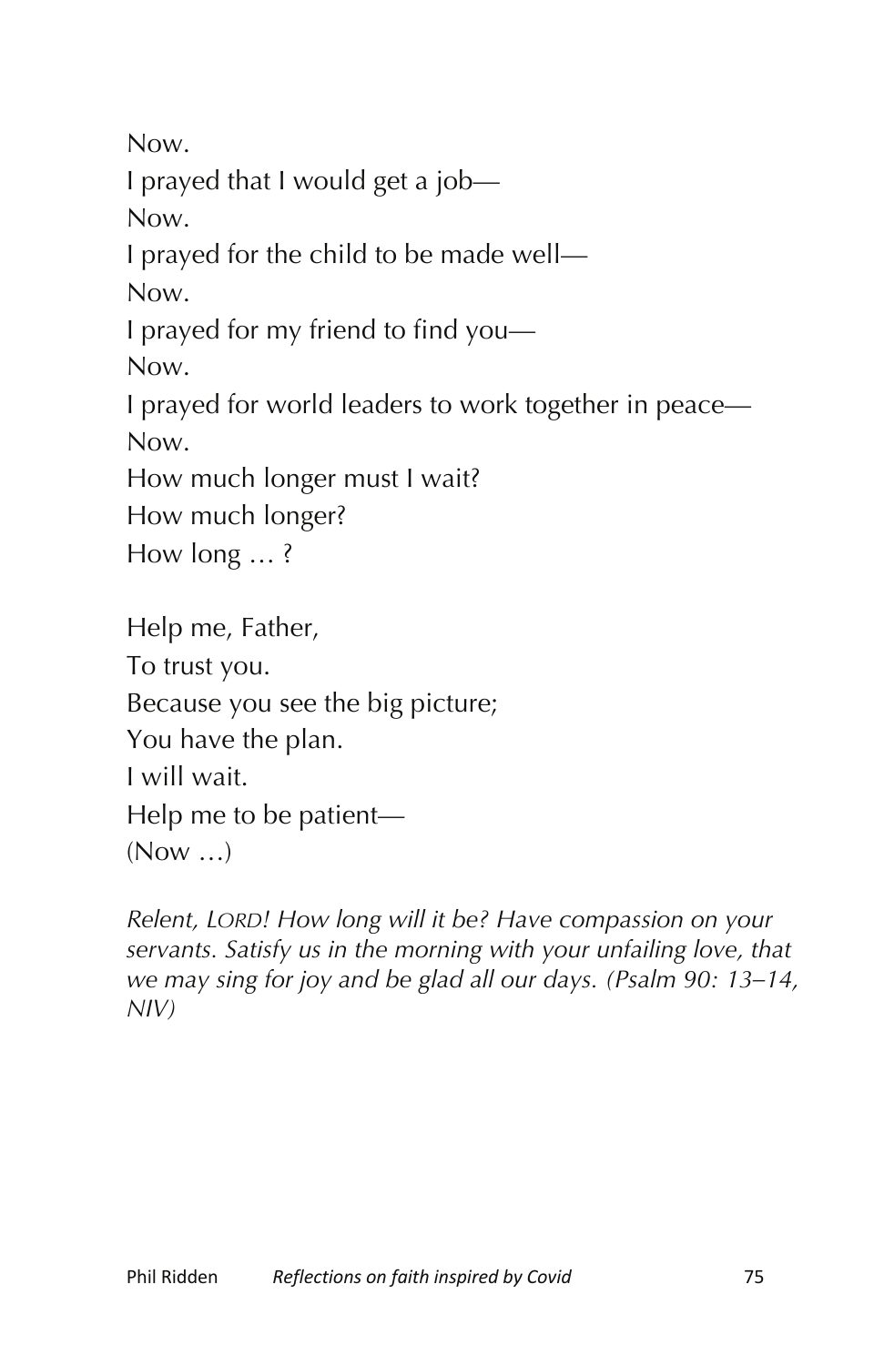Now.
I prayed that I would get a job—
Now.
I prayed for the child to be made well—
Now.
I prayed for my friend to find you—
Now.
I prayed for world leaders to work together in peace—
Now.
How much longer must I wait?
How much longer?
How long … ?

Help me, Father,
To trust you.
Because you see the big picture;
You have the plan.
I will wait.
Help me to be patient—
(Now …)

*Relent, LORD! How long will it be? Have compassion on your servants. Satisfy us in the morning with your unfailing love, that we may sing for joy and be glad all our days. (Psalm 90: 13–14, NIV)*